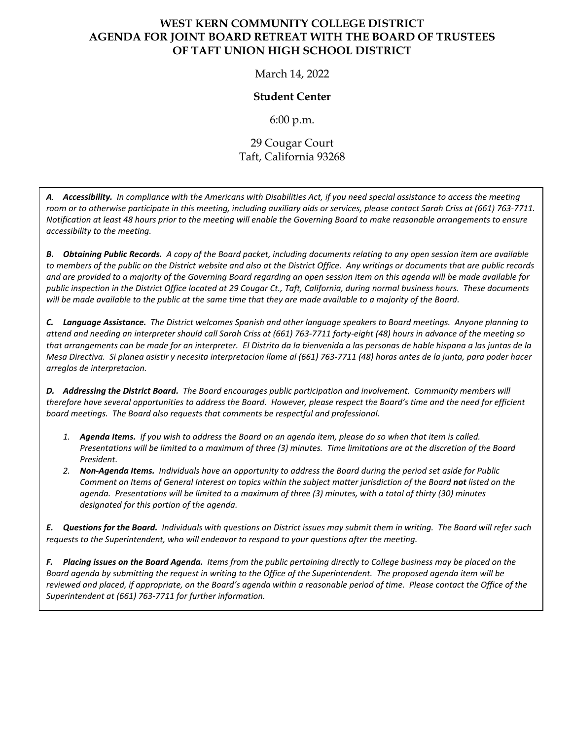# WEST KERN COMMUNITY COLLEGE DISTRICT AGENDA FOR JOINT BOARD RETREAT WITH THE BOARD OF TRUSTEES OF TAFT UNION HIGH SCHOOL DISTRICT

March 14, 2022

**Student Center**

6:00 p.m.

29 Cougar Court
Taft, California 93268

***A. Accessibility.*** *In compliance with the Americans with Disabilities Act, if you need special assistance to access the meeting room or to otherwise participate in this meeting, including auxiliary aids or services, please contact Sarah Criss at (661) 763-7711. Notification at least 48 hours prior to the meeting will enable the Governing Board to make reasonable arrangements to ensure accessibility to the meeting.*

***B. Obtaining Public Records.*** *A copy of the Board packet, including documents relating to any open session item are available to members of the public on the District website and also at the District Office. Any writings or documents that are public records and are provided to a majority of the Governing Board regarding an open session item on this agenda will be made available for public inspection in the District Office located at 29 Cougar Ct., Taft, California, during normal business hours. These documents will be made available to the public at the same time that they are made available to a majority of the Board.*

***C. Language Assistance.*** *The District welcomes Spanish and other language speakers to Board meetings. Anyone planning to attend and needing an interpreter should call Sarah Criss at (661) 763-7711 forty-eight (48) hours in advance of the meeting so that arrangements can be made for an interpreter. El Distrito da la bienvenida a las personas de hable hispana a las juntas de la Mesa Directiva. Si planea asistir y necesita interpretacion llame al (661) 763-7711 (48) horas antes de la junta, para poder hacer arreglos de interpretacion.*

***D. Addressing the District Board.*** *The Board encourages public participation and involvement. Community members will therefore have several opportunities to address the Board. However, please respect the Board's time and the need for efficient board meetings. The Board also requests that comments be respectful and professional.*

1. ***Agenda Items.*** *If you wish to address the Board on an agenda item, please do so when that item is called. Presentations will be limited to a maximum of three (3) minutes. Time limitations are at the discretion of the Board President.*
2. ***Non-Agenda Items.*** *Individuals have an opportunity to address the Board during the period set aside for Public Comment on Items of General Interest on topics within the subject matter jurisdiction of the Board* ***not*** *listed on the agenda. Presentations will be limited to a maximum of three (3) minutes, with a total of thirty (30) minutes designated for this portion of the agenda.*

***E. Questions for the Board.*** *Individuals with questions on District issues may submit them in writing. The Board will refer such requests to the Superintendent, who will endeavor to respond to your questions after the meeting.*

***F. Placing issues on the Board Agenda.*** *Items from the public pertaining directly to College business may be placed on the Board agenda by submitting the request in writing to the Office of the Superintendent. The proposed agenda item will be reviewed and placed, if appropriate, on the Board's agenda within a reasonable period of time. Please contact the Office of the Superintendent at (661) 763-7711 for further information.*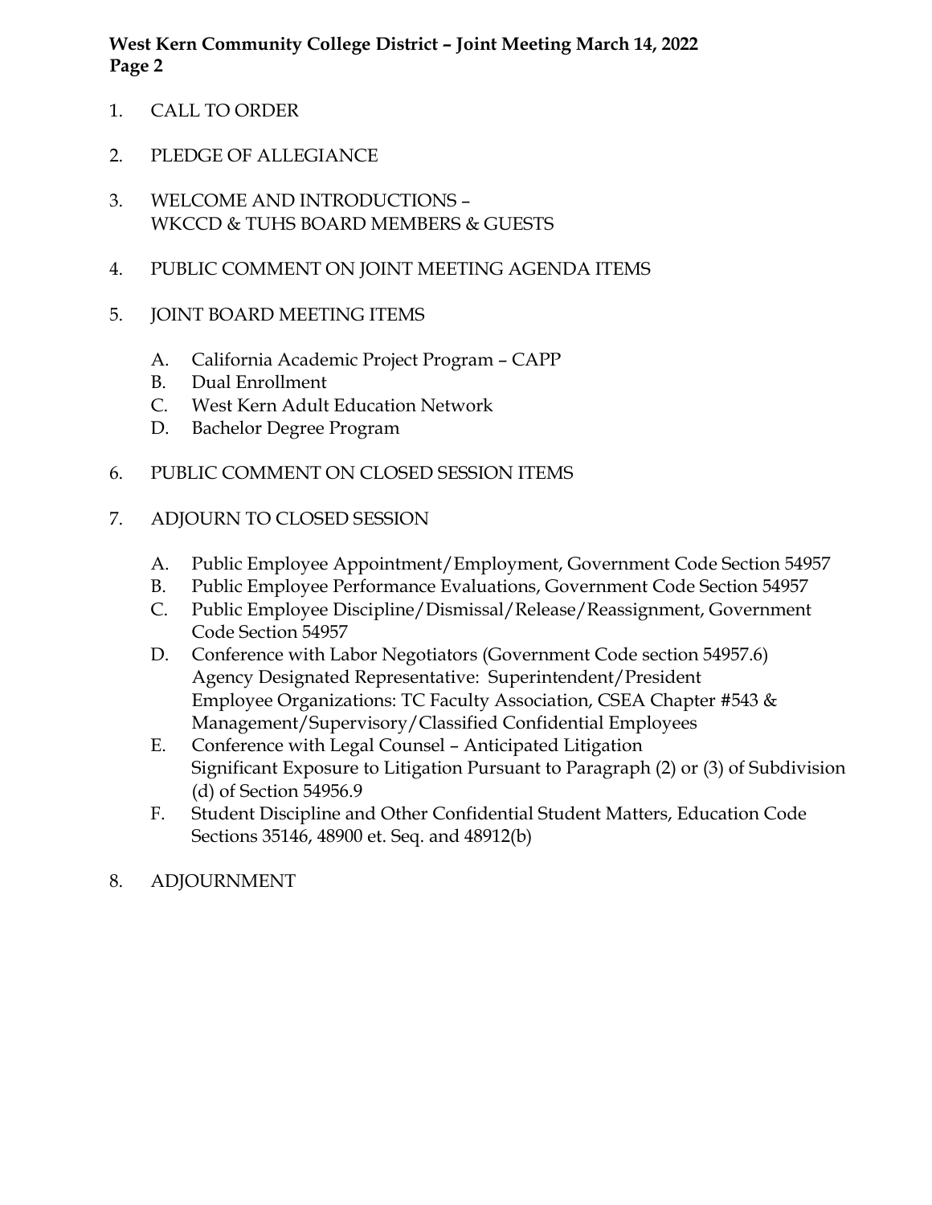1. CALL TO ORDER

2. PLEDGE OF ALLEGIANCE

3. WELCOME AND INTRODUCTIONS – WKCCD & TUHS BOARD MEMBERS & GUESTS

4. PUBLIC COMMENT ON JOINT MEETING AGENDA ITEMS

5. JOINT BOARD MEETING ITEMS

   A. California Academic Project Program – CAPP
   B. Dual Enrollment
   C. West Kern Adult Education Network
   D. Bachelor Degree Program

6. PUBLIC COMMENT ON CLOSED SESSION ITEMS

7. ADJOURN TO CLOSED SESSION

   A. Public Employee Appointment/Employment, Government Code Section 54957
   B. Public Employee Performance Evaluations, Government Code Section 54957
   C. Public Employee Discipline/Dismissal/Release/Reassignment, Government Code Section 54957
   D. Conference with Labor Negotiators (Government Code section 54957.6)
      Agency Designated Representative: Superintendent/President
      Employee Organizations: TC Faculty Association, CSEA Chapter #543 & Management/Supervisory/Classified Confidential Employees
   E. Conference with Legal Counsel – Anticipated Litigation
      Significant Exposure to Litigation Pursuant to Paragraph (2) or (3) of Subdivision (d) of Section 54956.9
   F. Student Discipline and Other Confidential Student Matters, Education Code Sections 35146, 48900 et. Seq. and 48912(b)

8. ADJOURNMENT